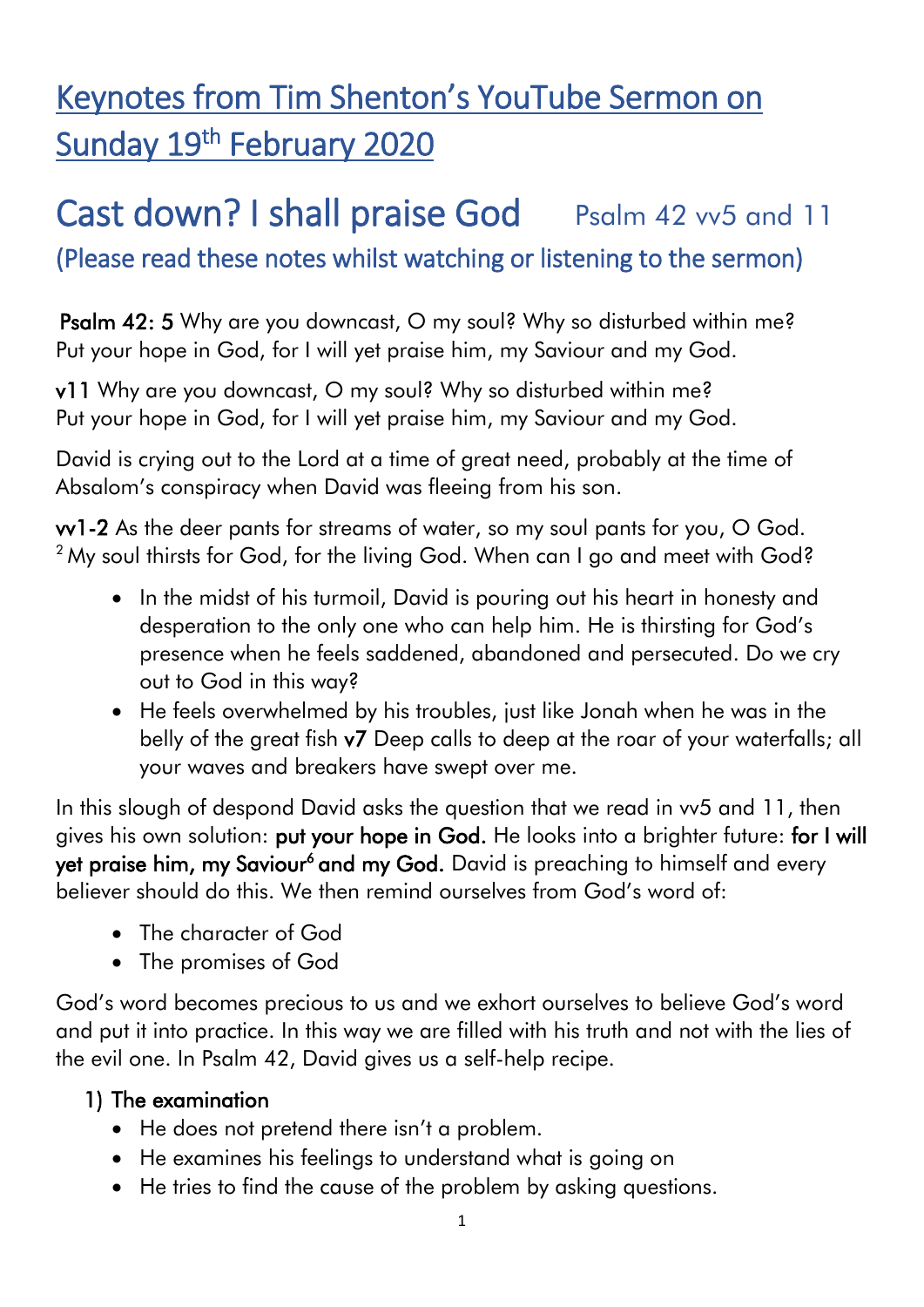# Keynotes from Tim Shenton's YouTube Sermon on Sunday 19th February 2020

# Cast down? I shall praise God    Psalm 42 vv5 and 11

## (Please read these notes whilst watching or listening to the sermon)

**Psalm 42: 5** Why are you downcast, O my soul? Why so disturbed within me? Put your hope in God, for I will yet praise him, my Saviour and my God.

**v11** Why are you downcast, O my soul? Why so disturbed within me? Put your hope in God, for I will yet praise him, my Saviour and my God.

David is crying out to the Lord at a time of great need, probably at the time of Absalom's conspiracy when David was fleeing from his son.

**vv1-2** As the deer pants for streams of water, so my soul pants for you, O God. [2] My soul thirsts for God, for the living God. When can I go and meet with God?

- In the midst of his turmoil, David is pouring out his heart in honesty and desperation to the only one who can help him. He is thirsting for God's presence when he feels saddened, abandoned and persecuted. Do we cry out to God in this way?
- He feels overwhelmed by his troubles, just like Jonah when he was in the belly of the great fish **v7** Deep calls to deep at the roar of your waterfalls; all your waves and breakers have swept over me.

In this slough of despond David asks the question that we read in vv5 and 11, then gives his own solution: **put your hope in God.** He looks into a brighter future: **for I will yet praise him, my Saviour[6] and my God.** David is preaching to himself and every believer should do this. We then remind ourselves from God's word of:

- The character of God
- The promises of God

God's word becomes precious to us and we exhort ourselves to believe God's word and put it into practice. In this way we are filled with his truth and not with the lies of the evil one. In Psalm 42, David gives us a self-help recipe.

1) **The examination**
   - He does not pretend there isn't a problem.
   - He examines his feelings to understand what is going on
   - He tries to find the cause of the problem by asking questions.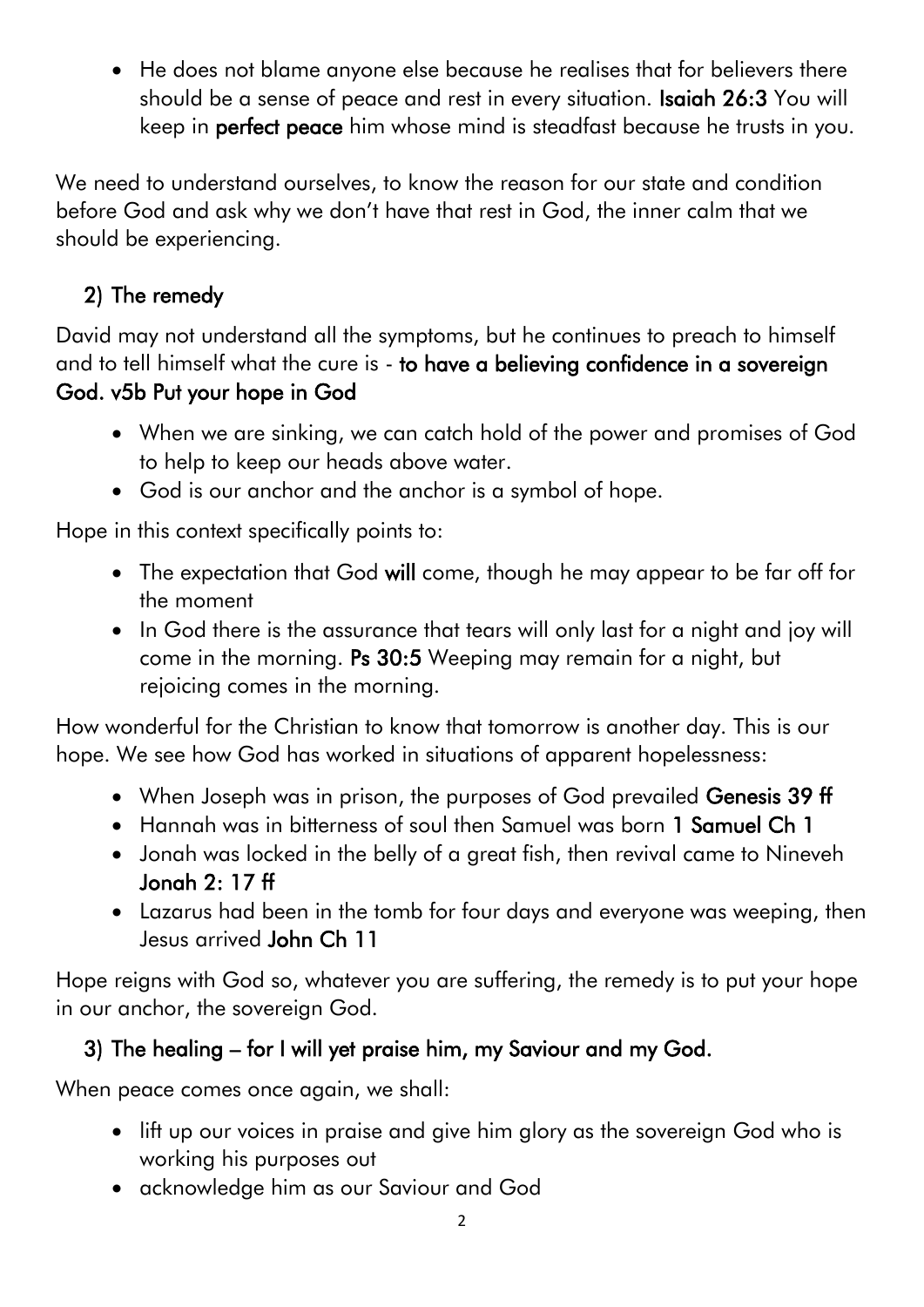- He does not blame anyone else because he realises that for believers there should be a sense of peace and rest in every situation. **Isaiah 26:3** You will keep in **perfect peace** him whose mind is steadfast because he trusts in you.

We need to understand ourselves, to know the reason for our state and condition before God and ask why we don't have that rest in God, the inner calm that we should be experiencing.

## 2) The remedy

David may not understand all the symptoms, but he continues to preach to himself and to tell himself what the cure is - **to have a believing confidence in a sovereign God. v5b Put your hope in God**

- When we are sinking, we can catch hold of the power and promises of God to help to keep our heads above water.
- God is our anchor and the anchor is a symbol of hope.

Hope in this context specifically points to:

- The expectation that God **will** come, though he may appear to be far off for the moment
- In God there is the assurance that tears will only last for a night and joy will come in the morning. **Ps 30:5** Weeping may remain for a night, but rejoicing comes in the morning.

How wonderful for the Christian to know that tomorrow is another day. This is our hope. We see how God has worked in situations of apparent hopelessness:

- When Joseph was in prison, the purposes of God prevailed **Genesis 39 ff**
- Hannah was in bitterness of soul then Samuel was born **1 Samuel Ch 1**
- Jonah was locked in the belly of a great fish, then revival came to Nineveh **Jonah 2: 17 ff**
- Lazarus had been in the tomb for four days and everyone was weeping, then Jesus arrived **John Ch 11**

Hope reigns with God so, whatever you are suffering, the remedy is to put your hope in our anchor, the sovereign God.

## 3) The healing – for I will yet praise him, my Saviour and my God.

When peace comes once again, we shall:

- lift up our voices in praise and give him glory as the sovereign God who is working his purposes out
- acknowledge him as our Saviour and God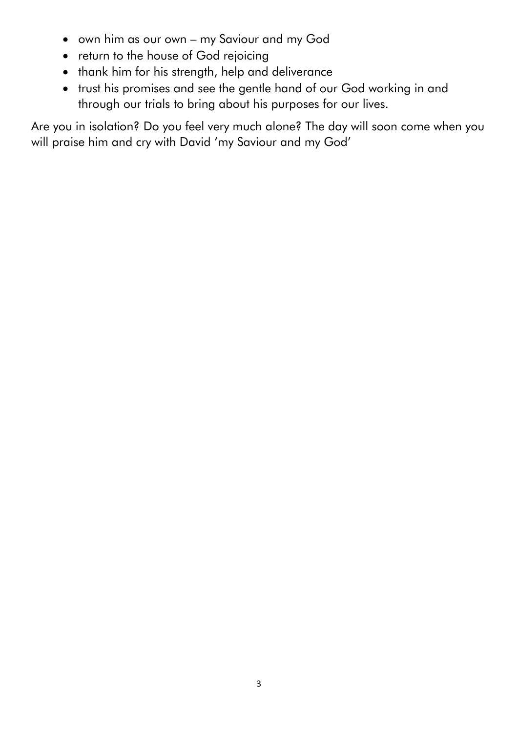- own him as our own – my Saviour and my God
- return to the house of God rejoicing
- thank him for his strength, help and deliverance
- trust his promises and see the gentle hand of our God working in and through our trials to bring about his purposes for our lives.

Are you in isolation? Do you feel very much alone? The day will soon come when you will praise him and cry with David 'my Saviour and my God'